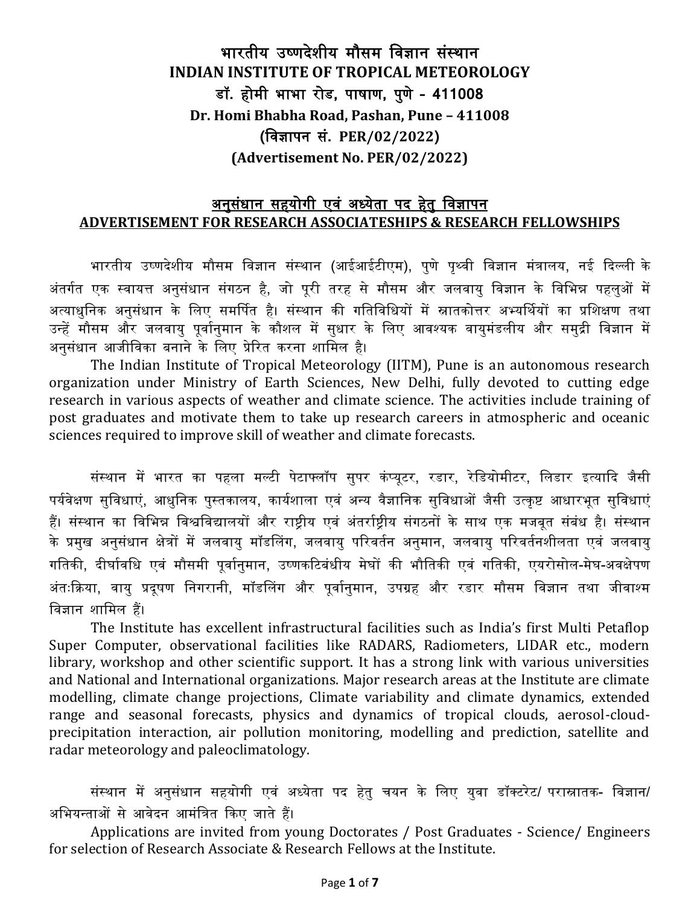# भारतीय उष्णदेशीय मौसम विज्ञान संस्थान
# INDIAN INSTITUTE OF TROPICAL METEOROLOGY
## डॉ. होमी भाभा रोड, पाषाण, पुणे - 411008
## Dr. Homi Bhabha Road, Pashan, Pune – 411008
## (विज्ञापन सं. PER/02/2022)
## (Advertisement No. PER/02/2022)

## अनुसंधान सहयोगी एवं अध्येता पद हेतु विज्ञापन
## ADVERTISEMENT FOR RESEARCH ASSOCIATESHIPS & RESEARCH FELLOWSHIPS

भारतीय उष्णदेशीय मौसम विज्ञान संस्थान (आईआईटीएम), पुणे पृथ्वी विज्ञान मंत्रालय, नई दिल्ली के अंतर्गत एक स्वायत्त अनुसंधान संगठन है, जो पूरी तरह से मौसम और जलवायु विज्ञान के विभिन्न पहलुओं में अत्याधुनिक अनुसंधान के लिए समर्पित है। संस्थान की गतिविधियों में स्नातकोत्तर अभ्यर्थियों का प्रशिक्षण तथा उन्हें मौसम और जलवायु पूर्वानुमान के कौशल में सुधार के लिए आवश्यक वायुमंडलीय और समुद्री विज्ञान में अनुसंधान आजीविका बनाने के लिए प्रेरित करना शामिल है।

The Indian Institute of Tropical Meteorology (IITM), Pune is an autonomous research organization under Ministry of Earth Sciences, New Delhi, fully devoted to cutting edge research in various aspects of weather and climate science. The activities include training of post graduates and motivate them to take up research careers in atmospheric and oceanic sciences required to improve skill of weather and climate forecasts.

संस्थान में भारत का पहला मल्टी पेटाफ्लॉप सुपर कंप्यूटर, रडार, रेडियोमीटर, लिडार इत्यादि जैसी पर्यवेक्षण सुविधाएं, आधुनिक पुस्तकालय, कार्यशाला एवं अन्य वैज्ञानिक सुविधाओं जैसी उत्कृष्ट आधारभूत सुविधाएं हैं। संस्थान का विभिन्न विश्वविद्यालयों और राष्ट्रीय एवं अंतर्राष्ट्रीय संगठनों के साथ एक मजबूत संबंध है। संस्थान के प्रमुख अनुसंधान क्षेत्रों में जलवायु मॉडलिंग, जलवायु परिवर्तन अनुमान, जलवायु परिवर्तनशीलता एवं जलवायु गतिकी, दीर्घावधि एवं मौसमी पूर्वानुमान, उष्णकटिबंधीय मेघों की भौतिकी एवं गतिकी, एयरोसोल-मेघ-अवक्षेपण अंतःक्रिया, वायु प्रदूषण निगरानी, मॉडलिंग और पूर्वानुमान, उपग्रह और रडार मौसम विज्ञान तथा जीवाश्म विज्ञान शामिल हैं।

The Institute has excellent infrastructural facilities such as India's first Multi Petaflop Super Computer, observational facilities like RADARS, Radiometers, LIDAR etc., modern library, workshop and other scientific support. It has a strong link with various universities and National and International organizations. Major research areas at the Institute are climate modelling, climate change projections, Climate variability and climate dynamics, extended range and seasonal forecasts, physics and dynamics of tropical clouds, aerosol-cloud-precipitation interaction, air pollution monitoring, modelling and prediction, satellite and radar meteorology and paleoclimatology.

संस्थान में अनुसंधान सहयोगी एवं अध्येता पद हेतु चयन के लिए युवा डॉक्टरेट/ परास्नातक- विज्ञान/ अभियन्ताओं से आवेदन आमंत्रित किए जाते हैं।

Applications are invited from young Doctorates / Post Graduates - Science/ Engineers for selection of Research Associate & Research Fellows at the Institute.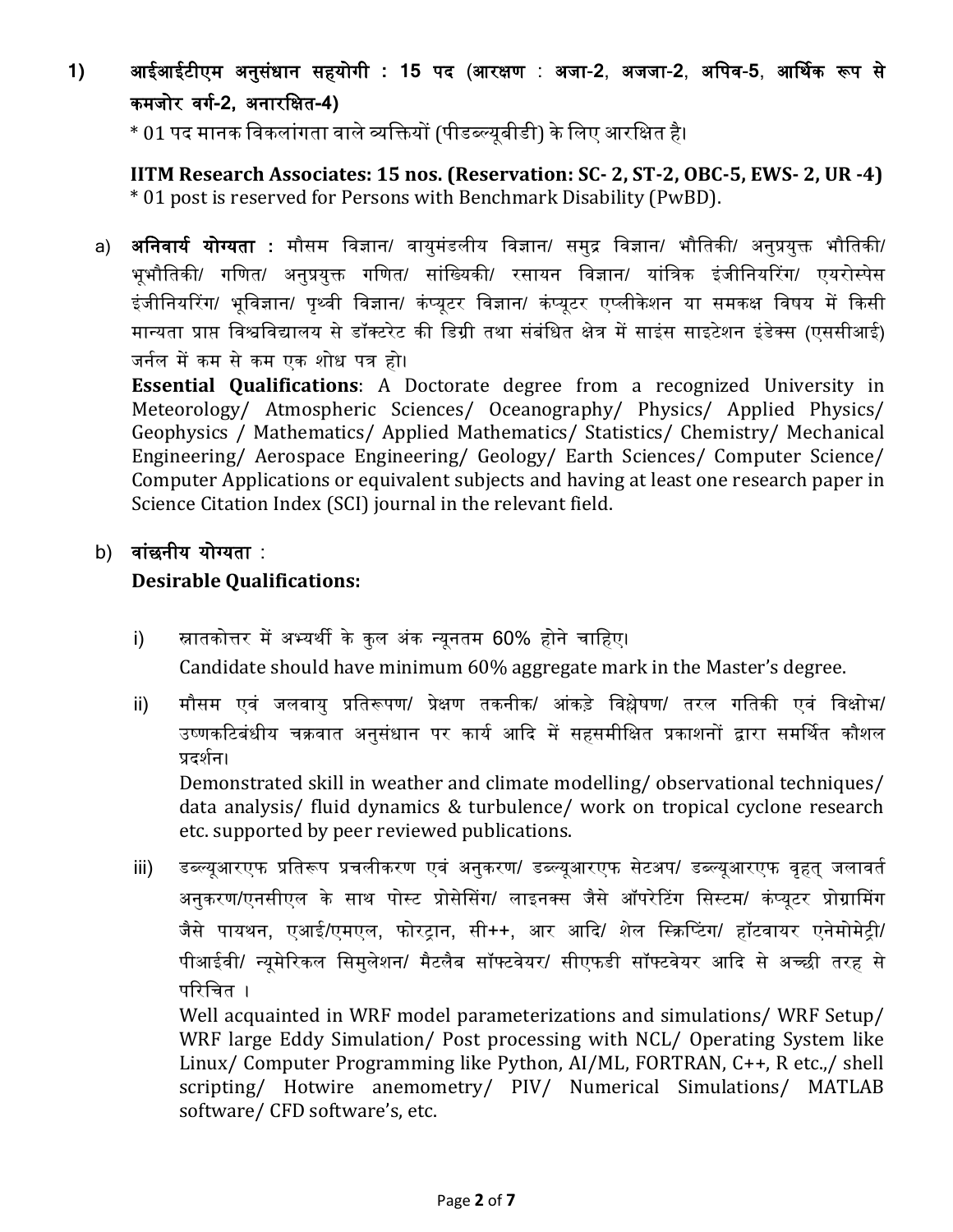1) **आईआईटीएम अनुसंधान सहयोगी : 15 पद (आरक्षण : अजा-2, अजजा-2, अपिव-5, आर्थिक रूप से कमजोर वर्ग-2, अनारक्षित-4)**

\* 01 पद मानक विकलांगता वाले व्यक्तियों (पीडब्ल्यूबीडी) के लिए आरक्षित है।

**IITM Research Associates: 15 nos. (Reservation: SC- 2, ST-2, OBC-5, EWS- 2, UR -4)**

\* 01 post is reserved for Persons with Benchmark Disability (PwBD).

a) **अनिवार्य योग्यता :** मौसम विज्ञान/ वायुमंडलीय विज्ञान/ समुद्र विज्ञान/ भौतिकी/ अनुप्रयुक्त भौतिकी/ भूभौतिकी/ गणित/ अनुप्रयुक्त गणित/ सांख्यिकी/ रसायन विज्ञान/ यांत्रिक इंजीनियरिंग/ एयरोस्पेस इंजीनियरिंग/ भूविज्ञान/ पृथ्वी विज्ञान/ कंप्यूटर विज्ञान/ कंप्यूटर एप्लीकेशन या समकक्ष विषय में किसी मान्यता प्राप्त विश्वविद्यालय से डॉक्टरेट की डिग्री तथा संबंधित क्षेत्र में साइंस साइटेशन इंडेक्स (एससीआई) जर्नल में कम से कम एक शोध पत्र हो।

**Essential Qualifications**: A Doctorate degree from a recognized University in Meteorology/ Atmospheric Sciences/ Oceanography/ Physics/ Applied Physics/ Geophysics / Mathematics/ Applied Mathematics/ Statistics/ Chemistry/ Mechanical Engineering/ Aerospace Engineering/ Geology/ Earth Sciences/ Computer Science/ Computer Applications or equivalent subjects and having at least one research paper in Science Citation Index (SCI) journal in the relevant field.

b) **वांछनीय योग्यता :**

**Desirable Qualifications:**

i) स्नातकोत्तर में अभ्यर्थी के कुल अंक न्यूनतम 60% होने चाहिए।
Candidate should have minimum 60% aggregate mark in the Master's degree.

ii) मौसम एवं जलवायु प्रतिरूपण/ प्रेक्षण तकनीक/ आंकड़े विश्लेषण/ तरल गतिकी एवं विक्षोभ/ उष्णकटिबंधीय चक्रवात अनुसंधान पर कार्य आदि में सहसमीक्षित प्रकाशनों द्वारा समर्थित कौशल प्रदर्शन।
Demonstrated skill in weather and climate modelling/ observational techniques/ data analysis/ fluid dynamics & turbulence/ work on tropical cyclone research etc. supported by peer reviewed publications.

iii) डब्ल्यूआरएफ प्रतिरूप प्रचलीकरण एवं अनुकरण/ डब्ल्यूआरएफ सेटअप/ डब्ल्यूआरएफ वृहत् जलावर्त अनुकरण/एनसीएल के साथ पोस्ट प्रोसेसिंग/ लाइनक्स जैसे ऑपरेटिंग सिस्टम/ कंप्यूटर प्रोग्रामिंग जैसे पायथन, एआई/एमएल, फोरट्रान, सी++, आर आदि/ शेल स्क्रिप्टिंग/ हॉटवायर एनेमोमेट्री/ पीआईवी/ न्यूमेरिकल सिमुलेशन/ मैटलैब सॉफ्टवेयर/ सीएफडी सॉफ्टवेयर आदि से अच्छी तरह से परिचित ।
Well acquainted in WRF model parameterizations and simulations/ WRF Setup/ WRF large Eddy Simulation/ Post processing with NCL/ Operating System like Linux/ Computer Programming like Python, AI/ML, FORTRAN, C++, R etc.,/ shell scripting/ Hotwire anemometry/ PIV/ Numerical Simulations/ MATLAB software/ CFD software's, etc.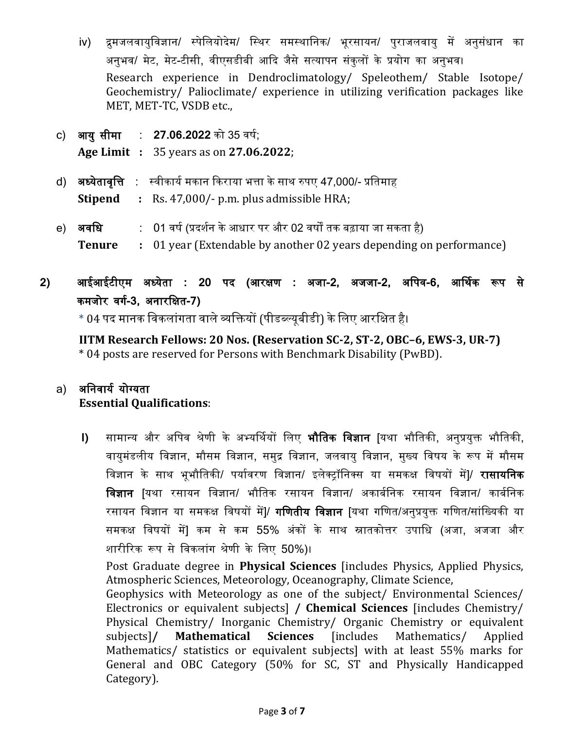iv) द्रुमजलवायुविज्ञान/ स्पेलियोदेम/ स्थिर समस्थानिक/ भूरसायन/ पुराजलवायु में अनुसंधान का अनुभव/ मेट, मेट-टीसी, वीएसडीबी आदि जैसे सत्यापन संकुलों के प्रयोग का अनुभव।

Research experience in Dendroclimatology/ Speleothem/ Stable Isotope/ Geochemistry/ Palioclimate/ experience in utilizing verification packages like MET, MET-TC, VSDB etc.,

c) **आयु सीमा** : **27.06.2022** को 35 वर्ष;
**Age Limit :** 35 years as on **27.06.2022**;

d) **अध्येतावृत्ति** : स्वीकार्य मकान किराया भत्ता के साथ रुपए 47,000/- प्रतिमाह
**Stipend :** Rs. 47,000/- p.m. plus admissible HRA;

e) **अवधि** : 01 वर्ष (प्रदर्शन के आधार पर और 02 वर्षों तक बढ़ाया जा सकता है)
**Tenure :** 01 year (Extendable by another 02 years depending on performance)

**2) आईआईटीएम अध्येता : 20 पद (आरक्षण : अजा-2, अजजा-2, अपिव-6, आर्थिक रूप से कमजोर वर्ग-3, अनारक्षित-7)**

\* 04 पद मानक विकलांगता वाले व्यक्तियों (पीडब्ल्यूबीडी) के लिए आरक्षित है।

**IITM Research Fellows: 20 Nos. (Reservation SC-2, ST-2, OBC–6, EWS-3, UR-7)**
\* 04 posts are reserved for Persons with Benchmark Disability (PwBD).

a) **अनिवार्य योग्यता**
**Essential Qualifications**:

**I)** सामान्य और अपिव श्रेणी के अभ्यर्थियों लिए **भौतिक विज्ञान** [यथा भौतिकी, अनुप्रयुक्त भौतिकी, वायुमंडलीय विज्ञान, मौसम विज्ञान, समुद्र विज्ञान, जलवायु विज्ञान, मुख्य विषय के रूप में मौसम विज्ञान के साथ भूभौतिकी/ पर्यावरण विज्ञान/ इलेक्ट्रॉनिक्स या समकक्ष विषयों में]/ **रासायनिक विज्ञान** [यथा रसायन विज्ञान/ भौतिक रसायन विज्ञान/ अकार्बनिक रसायन विज्ञान/ कार्बनिक रसायन विज्ञान या समकक्ष विषयों में]/ **गणितीय विज्ञान** [यथा गणित/अनुप्रयुक्त गणित/सांख्यिकी या समकक्ष विषयों में] कम से कम 55% अंकों के साथ स्नातकोत्तर उपाधि (अजा, अजजा और शारीरिक रूप से विकलांग श्रेणी के लिए 50%)।

Post Graduate degree in **Physical Sciences** [includes Physics, Applied Physics, Atmospheric Sciences, Meteorology, Oceanography, Climate Science, Geophysics with Meteorology as one of the subject/ Environmental Sciences/ Electronics or equivalent subjects] **/ Chemical Sciences** [includes Chemistry/ Physical Chemistry/ Inorganic Chemistry/ Organic Chemistry or equivalent subjects]**/ Mathematical Sciences** [includes Mathematics/ Applied Mathematics/ statistics or equivalent subjects] with at least 55% marks for General and OBC Category (50% for SC, ST and Physically Handicapped Category).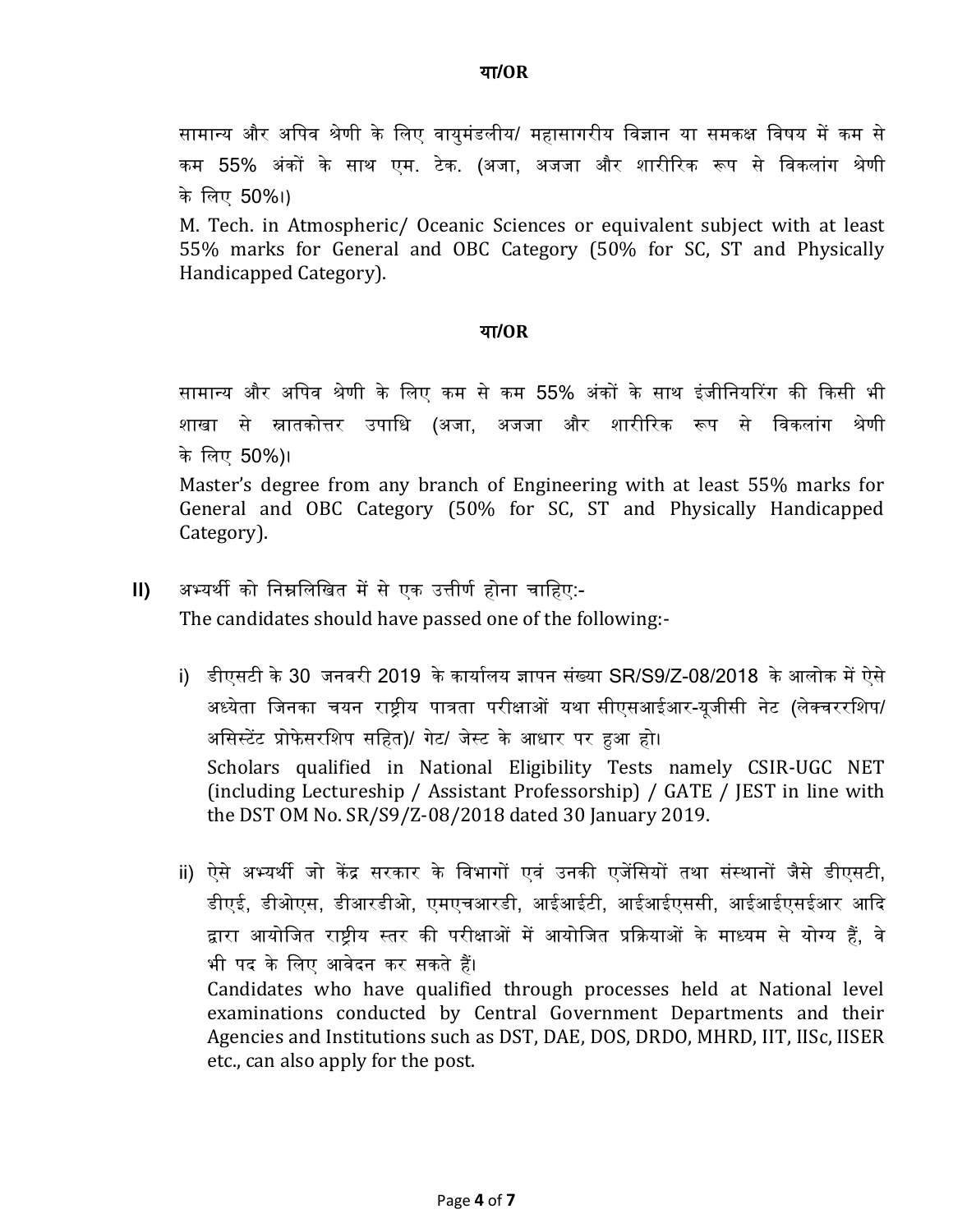**या/OR**

सामान्य और अपिव श्रेणी के लिए वायुमंडलीय/ महासागरीय विज्ञान या समकक्ष विषय में कम से कम 55% अंकों के साथ एम. टेक. (अजा, अजजा और शारीरिक रूप से विकलांग श्रेणी के लिए 50%।)

M. Tech. in Atmospheric/ Oceanic Sciences or equivalent subject with at least 55% marks for General and OBC Category (50% for SC, ST and Physically Handicapped Category).

**या/OR**

सामान्य और अपिव श्रेणी के लिए कम से कम 55% अंकों के साथ इंजीनियरिंग की किसी भी शाखा से स्नातकोत्तर उपाधि (अजा, अजजा और शारीरिक रूप से विकलांग श्रेणी के लिए 50%)।

Master's degree from any branch of Engineering with at least 55% marks for General and OBC Category (50% for SC, ST and Physically Handicapped Category).

**II)** अभ्यर्थी को निम्नलिखित में से एक उत्तीर्ण होना चाहिए:-

The candidates should have passed one of the following:-

i) डीएसटी के 30 जनवरी 2019 के कार्यालय ज्ञापन संख्या SR/S9/Z-08/2018 के आलोक में ऐसे अध्येता जिनका चयन राष्ट्रीय पात्रता परीक्षाओं यथा सीएसआईआर-यूजीसी नेट (लेक्चररशिप/ असिस्टेंट प्रोफेसरशिप सहित)/ गेट/ जेस्ट के आधार पर हुआ हो।

Scholars qualified in National Eligibility Tests namely CSIR-UGC NET (including Lectureship / Assistant Professorship) / GATE / JEST in line with the DST OM No. SR/S9/Z-08/2018 dated 30 January 2019.

ii) ऐसे अभ्यर्थी जो केंद्र सरकार के विभागों एवं उनकी एजेंसियों तथा संस्थानों जैसे डीएसटी, डीएई, डीओएस, डीआरडीओ, एमएचआरडी, आईआईटी, आईआईएससी, आईआईएसईआर आदि द्वारा आयोजित राष्ट्रीय स्तर की परीक्षाओं में आयोजित प्रक्रियाओं के माध्यम से योग्य हैं, वे भी पद के लिए आवेदन कर सकते हैं।

Candidates who have qualified through processes held at National level examinations conducted by Central Government Departments and their Agencies and Institutions such as DST, DAE, DOS, DRDO, MHRD, IIT, IISc, IISER etc., can also apply for the post.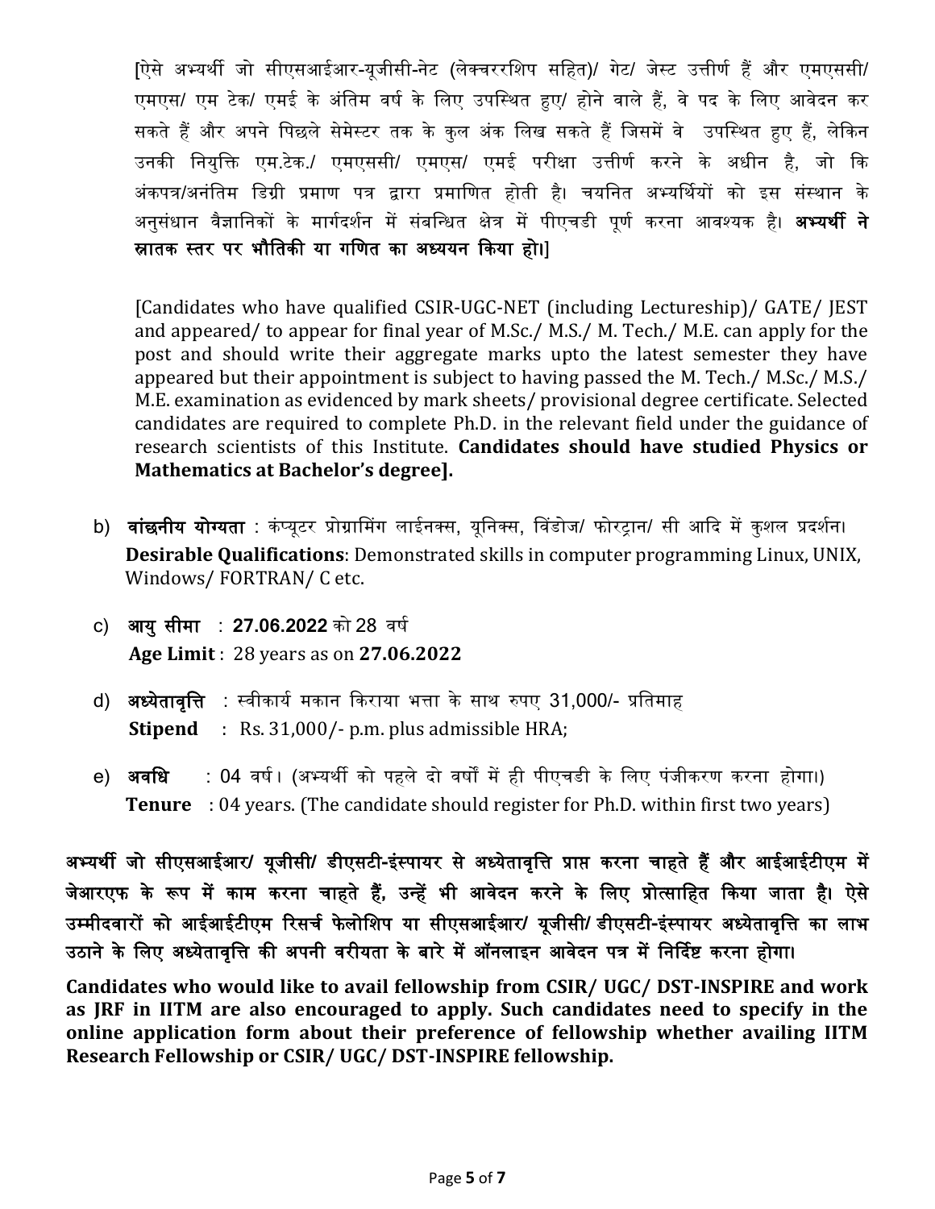[ऐसे अभ्यर्थी जो सीएसआईआर-यूजीसी-नेट (लेक्चररशिप सहित)/ गेट/ जेस्ट उत्तीर्ण हैं और एमएससी/ एमएस/ एम टेक/ एमई के अंतिम वर्ष के लिए उपस्थित हुए/ होने वाले हैं, वे पद के लिए आवेदन कर सकते हैं और अपने पिछले सेमेस्टर तक के कुल अंक लिख सकते हैं जिसमें वे उपस्थित हुए हैं, लेकिन उनकी नियुक्ति एम.टेक./ एमएससी/ एमएस/ एमई परीक्षा उत्तीर्ण करने के अधीन है, जो कि अंकपत्र/अनंतिम डिग्री प्रमाण पत्र द्वारा प्रमाणित होती है। चयनित अभ्यर्थियों को इस संस्थान के अनुसंधान वैज्ञानिकों के मार्गदर्शन में संबन्धित क्षेत्र में पीएचडी पूर्ण करना आवश्यक है। **अभ्यर्थी ने स्नातक स्तर पर भौतिकी या गणित का अध्ययन किया हो।]**

[Candidates who have qualified CSIR-UGC-NET (including Lectureship)/ GATE/ JEST and appeared/ to appear for final year of M.Sc./ M.S./ M. Tech./ M.E. can apply for the post and should write their aggregate marks upto the latest semester they have appeared but their appointment is subject to having passed the M. Tech./ M.Sc./ M.S./ M.E. examination as evidenced by mark sheets/ provisional degree certificate. Selected candidates are required to complete Ph.D. in the relevant field under the guidance of research scientists of this Institute. **Candidates should have studied Physics or Mathematics at Bachelor's degree].**

b) **वांछनीय योग्यता** : कंप्यूटर प्रोग्रामिंग लाईनक्स, यूनिक्स, विंडोज/ फोरट्रान/ सी आदि में कुशल प्रदर्शन।
**Desirable Qualifications**: Demonstrated skills in computer programming Linux, UNIX, Windows/ FORTRAN/ C etc.

c) **आयु सीमा** : **27.06.2022** को 28 वर्ष
**Age Limit** : 28 years as on **27.06.2022**

d) **अध्येतावृत्ति** : स्वीकार्य मकान किराया भत्ता के साथ रुपए 31,000/- प्रतिमाह
**Stipend** : Rs. 31,000/- p.m. plus admissible HRA;

e) **अवधि** : 04 वर्ष। (अभ्यर्थी को पहले दो वर्षों में ही पीएचडी के लिए पंजीकरण करना होगा।)
**Tenure** : 04 years. (The candidate should register for Ph.D. within first two years)

**अभ्यर्थी जो सीएसआईआर/ यूजीसी/ डीएसटी-इंस्पायर से अध्येतावृत्ति प्राप्त करना चाहते हैं और आईआईटीएम में जेआरएफ के रूप में काम करना चाहते हैं, उन्हें भी आवेदन करने के लिए प्रोत्साहित किया जाता है। ऐसे उम्मीदवारों को आईआईटीएम रिसर्च फेलोशिप या सीएसआईआर/ यूजीसी/ डीएसटी-इंस्पायर अध्येतावृत्ति का लाभ उठाने के लिए अध्येतावृत्ति की अपनी वरीयता के बारे में ऑनलाइन आवेदन पत्र में निर्दिष्ट करना होगा।**

**Candidates who would like to avail fellowship from CSIR/ UGC/ DST-INSPIRE and work as JRF in IITM are also encouraged to apply. Such candidates need to specify in the online application form about their preference of fellowship whether availing IITM Research Fellowship or CSIR/ UGC/ DST-INSPIRE fellowship.**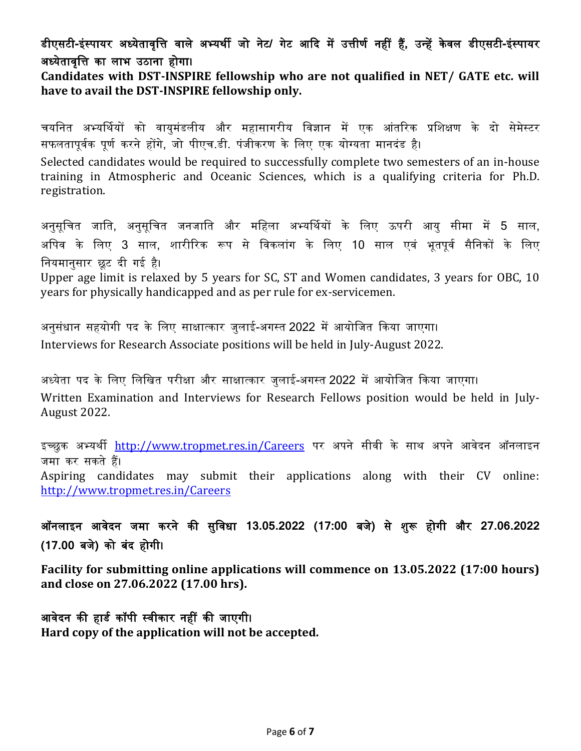**डीएसटी-इंस्पायर अध्येतावृत्ति वाले अभ्यर्थी जो नेट/ गेट आदि में उत्तीर्ण नहीं हैं, उन्हें केवल डीएसटी-इंस्पायर अध्येतावृत्ति का लाभ उठाना होगा।**

**Candidates with DST-INSPIRE fellowship who are not qualified in NET/ GATE etc. will have to avail the DST-INSPIRE fellowship only.**

चयनित अभ्यर्थियों को वायुमंडलीय और महासागरीय विज्ञान में एक आंतरिक प्रशिक्षण के दो सेमेस्टर सफलतापूर्वक पूर्ण करने होंगे, जो पीएच.डी. पंजीकरण के लिए एक योग्यता मानदंड है।

Selected candidates would be required to successfully complete two semesters of an in-house training in Atmospheric and Oceanic Sciences, which is a qualifying criteria for Ph.D. registration.

अनुसूचित जाति, अनुसूचित जनजाति और महिला अभ्यर्थियों के लिए ऊपरी आयु सीमा में 5 साल, अपिव के लिए 3 साल, शारीरिक रूप से विकलांग के लिए 10 साल एवं भूतपूर्व सैनिकों के लिए नियमानुसार छूट दी गई है।

Upper age limit is relaxed by 5 years for SC, ST and Women candidates, 3 years for OBC, 10 years for physically handicapped and as per rule for ex-servicemen.

अनुसंधान सहयोगी पद के लिए साक्षात्कार जुलाई-अगस्त 2022 में आयोजित किया जाएगा।

Interviews for Research Associate positions will be held in July-August 2022.

अध्येता पद के लिए लिखित परीक्षा और साक्षात्कार जुलाई-अगस्त 2022 में आयोजित किया जाएगा।

Written Examination and Interviews for Research Fellows position would be held in July-August 2022.

इच्छुक अभ्यर्थी http://www.tropmet.res.in/Careers पर अपने सीवी के साथ अपने आवेदन ऑनलाइन जमा कर सकते हैं।

Aspiring candidates may submit their applications along with their CV online: http://www.tropmet.res.in/Careers

**ऑनलाइन आवेदन जमा करने की सुविधा 13.05.2022 (17:00 बजे) से शुरू होगी और 27.06.2022 (17.00 बजे) को बंद होगी।**

**Facility for submitting online applications will commence on 13.05.2022 (17:00 hours) and close on 27.06.2022 (17.00 hrs).**

**आवेदन की हार्ड कॉपी स्वीकार नहीं की जाएगी।**

**Hard copy of the application will not be accepted.**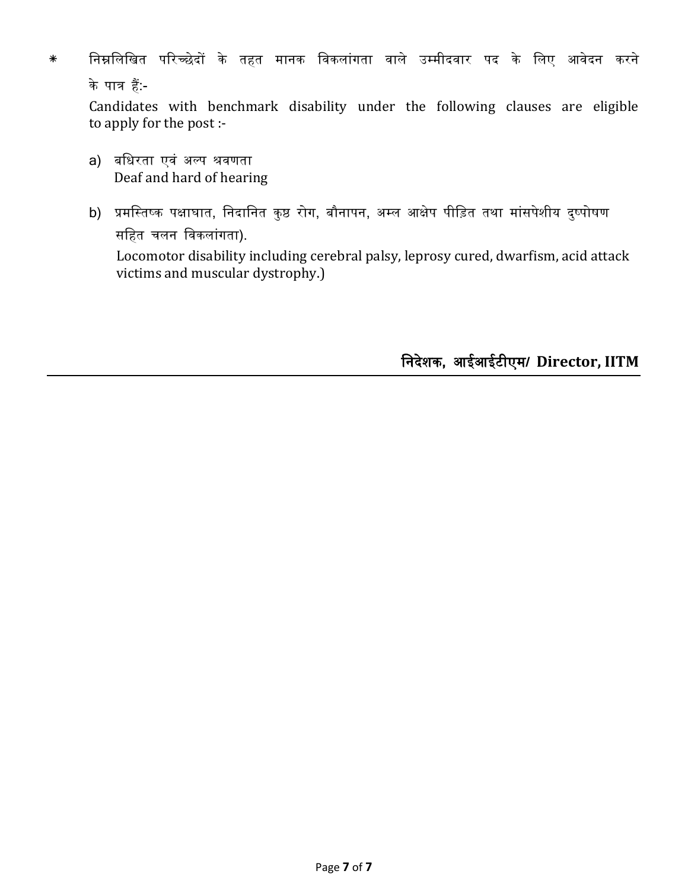\* निम्नलिखित परिच्छेदों के तहत मानक विकलांगता वाले उम्मीदवार पद के लिए आवेदन करने के पात्र हैं:-

Candidates with benchmark disability under the following clauses are eligible to apply for the post :-

a) बधिरता एवं अल्प श्रवणता
Deaf and hard of hearing

b) प्रमस्तिष्क पक्षाघात, निदानित कुष्ठ रोग, बौनापन, अम्ल आक्षेप पीड़ित तथा मांसपेशीय दुष्पोषण सहित चलन विकलांगता).
Locomotor disability including cerebral palsy, leprosy cured, dwarfism, acid attack victims and muscular dystrophy.)

**निदेशक, आईआईटीएम/ Director, IITM**